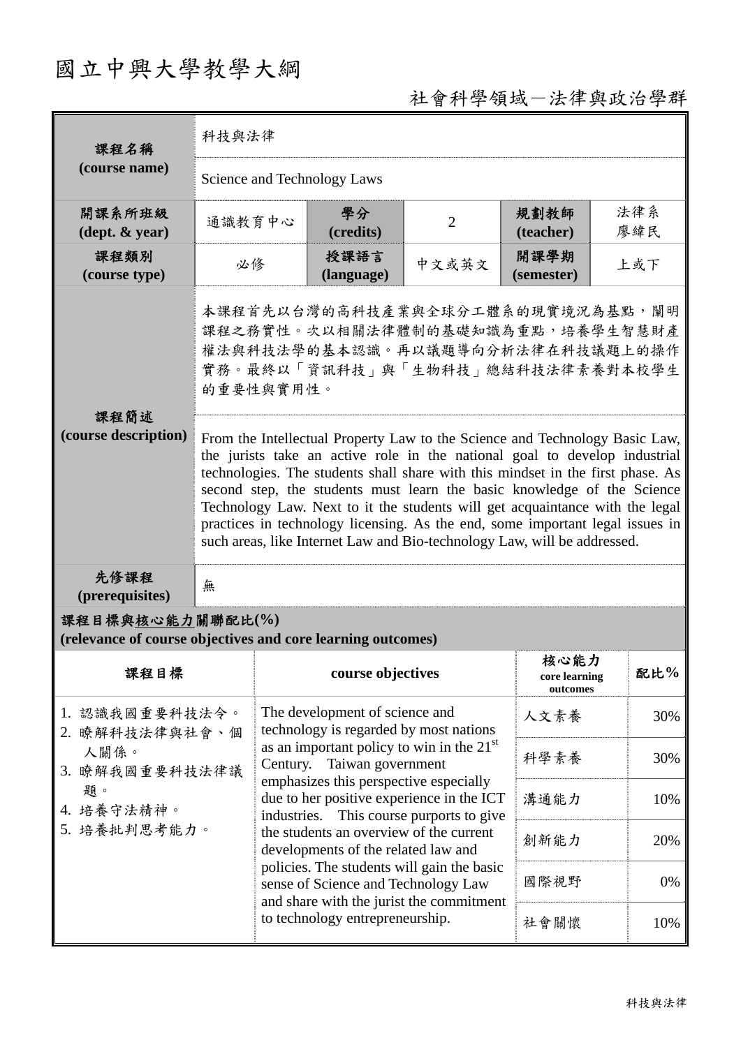# 國立中興大學教學大綱

社會科學領域－法律與政治學群

| 課程名稱 (course name) | 科技與法律 | | | | |
|---|---|---|---|---|---|
| | Science and Technology Laws | | | | |
| 開課系所班級 (dept. & year) | 通識教育中心 | 學分 (credits) | 2 | 規劃教師 (teacher) | 法律系 廖緯民 |
| 課程類別 (course type) | 必修 | 授課語言 (language) | 中文或英文 | 開課學期 (semester) | 上或下 |
| 課程簡述 (course description) | 本課程首先以台灣的高科技產業與全球分工體系的現實境況為基點，闡明課程之務實性。次以相關法律體制的基礎知識為重點，培養學生智慧財產權法與科技法學的基本認識。再以議題導向分析法律在科技議題上的操作實務。最終以「資訊科技」與「生物科技」總結科技法律素養對本校學生的重要性與實用性。 | | | | |
| | From the Intellectual Property Law to the Science and Technology Basic Law, the jurists take an active role in the national goal to develop industrial technologies. The students shall share with this mindset in the first phase. As second step, the students must learn the basic knowledge of the Science Technology Law. Next to it the students will get acquaintance with the legal practices in technology licensing. As the end, some important legal issues in such areas, like Internet Law and Bio-technology Law, will be addressed. | | | | |
| 先修課程 (prerequisites) | 無 | | | | |

**課程目標與核心能力關聯配比(%)**
**(relevance of course objectives and core learning outcomes)**

| 課程目標 | course objectives | 核心能力 core learning outcomes | 配比% |
|---|---|---|---|
| 1. 認識我國重要科技法令。<br>2. 瞭解科技法律與社會、個人關係。<br>3. 瞭解我國重要科技法律議題。<br>4. 培養守法精神。<br>5. 培養批判思考能力。 | The development of science and technology is regarded by most nations as an important policy to win in the 21st Century. Taiwan government emphasizes this perspective especially due to her positive experience in the ICT industries. This course purports to give the students an overview of the current developments of the related law and policies. The students will gain the basic sense of Science and Technology Law and share with the jurist the commitment to technology entrepreneurship. | 人文素養 | 30% |
| | | 科學素養 | 30% |
| | | 溝通能力 | 10% |
| | | 創新能力 | 20% |
| | | 國際視野 | 0% |
| | | 社會關懷 | 10% |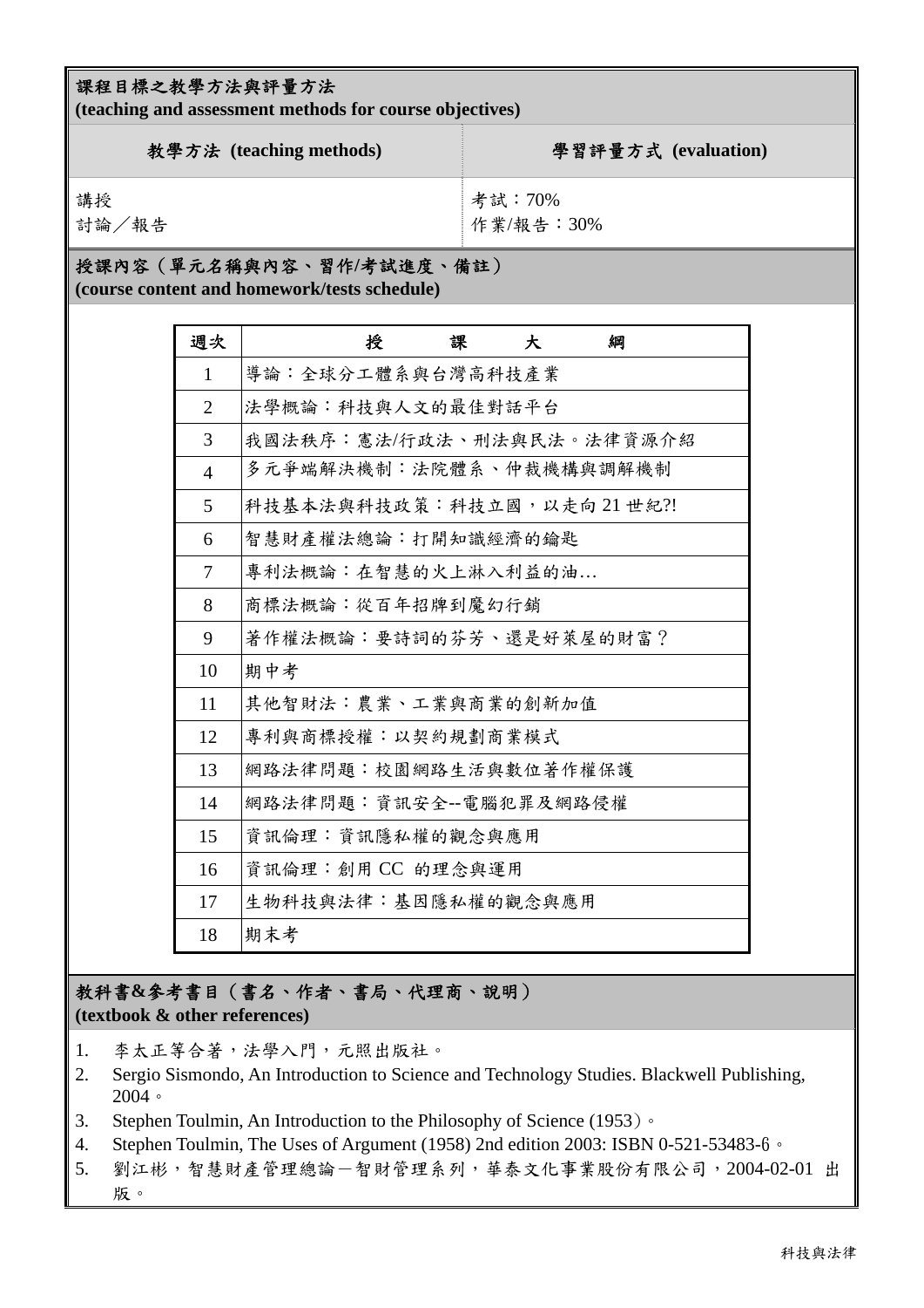## 課程目標之教學方法與評量方法
**(teaching and assessment methods for course objectives)**

| 教學方法 (teaching methods) | 學習評量方式 (evaluation) |
|---|---|
| 講授<br>討論／報告 | 考試：70%<br>作業/報告：30% |

## 授課內容（單元名稱與內容、習作/考試進度、備註）
**(course content and homework/tests schedule)**

| 週次 | 授　課　大　綱 |
|---|---|
| 1 | 導論：全球分工體系與台灣高科技產業 |
| 2 | 法學概論：科技與人文的最佳對話平台 |
| 3 | 我國法秩序：憲法/行政法、刑法與民法。法律資源介紹 |
| 4 | 多元爭端解決機制：法院體系、仲裁機構與調解機制 |
| 5 | 科技基本法與科技政策：科技立國，以走向 21 世紀?! |
| 6 | 智慧財產權法總論：打開知識經濟的鑰匙 |
| 7 | 專利法概論：在智慧的火上淋入利益的油… |
| 8 | 商標法概論：從百年招牌到魔幻行銷 |
| 9 | 著作權法概論：要詩詞的芬芳、還是好萊屋的財富？ |
| 10 | 期中考 |
| 11 | 其他智財法：農業、工業與商業的創新加值 |
| 12 | 專利與商標授權：以契約規劃商業模式 |
| 13 | 網路法律問題：校園網路生活與數位著作權保護 |
| 14 | 網路法律問題：資訊安全--電腦犯罪及網路侵權 |
| 15 | 資訊倫理：資訊隱私權的觀念與應用 |
| 16 | 資訊倫理：創用 CC 的理念與運用 |
| 17 | 生物科技與法律：基因隱私權的觀念與應用 |
| 18 | 期末考 |

## 教科書&參考書目（書名、作者、書局、代理商、說明）
**(textbook & other references)**

1. 李太正等合著，法學入門，元照出版社。
2. Sergio Sismondo, An Introduction to Science and Technology Studies. Blackwell Publishing, 2004。
3. Stephen Toulmin, An Introduction to the Philosophy of Science (1953)。
4. Stephen Toulmin, The Uses of Argument (1958) 2nd edition 2003: ISBN 0-521-53483-6。
5. 劉江彬，智慧財產管理總論－智財管理系列，華泰文化事業股份有限公司，2004-02-01 出版。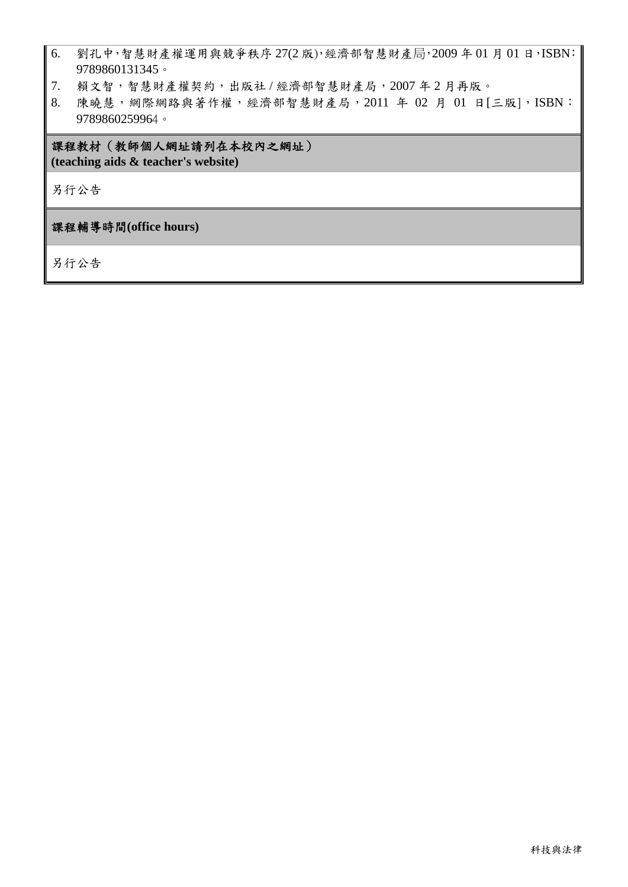6. 劉孔中,智慧財產權運用與競爭秩序 27(2 版),經濟部智慧財產局,2009 年 01 月 01 日,ISBN:9789860131345。
7. 賴文智，智慧財產權契約，出版社 / 經濟部智慧財產局，2007 年 2 月再版。
8. 陳曉慧，網際網路與著作權，經濟部智慧財產局，2011 年 02 月 01 日[三版]，ISBN：9789860259964。

**課程教材（教師個人網址請列在本校內之網址）**
**(teaching aids & teacher's website)**

另行公告

**課程輔導時間(office hours)**

另行公告